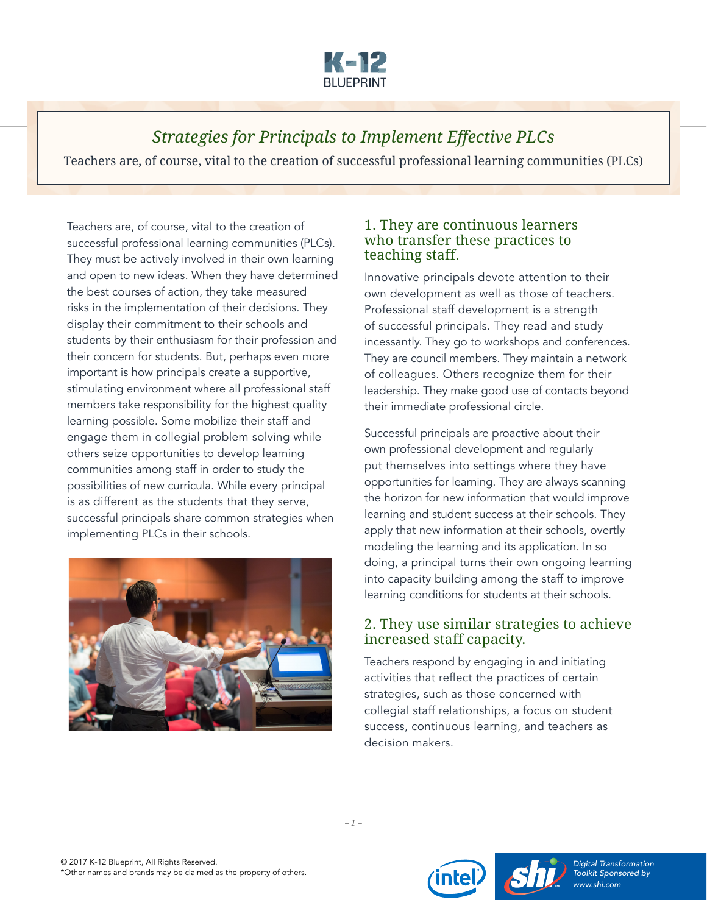# Strategies for Principals to Implement Effective PLCs

Teachers are, of course, vital to the creation of successful professional learning communities (PLCs)

Teachers are, of course, vital to the creation of successful professional learning communities (PLCs). They must be actively involved in their own learning and open to new ideas. When they have determined the best courses of action, they take measured risks in the implementation of their decisions. They display their commitment to their schools and students by their enthusiasm for their profession and their concern for students. But, perhaps even more important is how principals create a supportive, stimulating environment where all professional staff members take responsibility for the highest quality learning possible. Some mobilize their staff and engage them in collegial problem solving while others seize opportunities to develop learning communities among staff in order to study the possibilities of new curricula. While every principal is as different as the students that they serve, successful principals share common strategies when implementing PLCs in their schools.

## 1. They are continuous learners who transfer these practices to teaching staff.

Innovative principals devote attention to their own development as well as those of teachers. Professional staff development is a strength of successful principals. They read and study incessantly. They go to workshops and conferences. They are council members. They maintain a network of colleagues. Others recognize them for their leadership. They make good use of contacts beyond their immediate professional circle.

Successful principals are proactive about their own professional development and regularly put themselves into settings where they have opportunities for learning. They are always scanning the horizon for new information that would improve learning and student success at their schools. They apply that new information at their schools, overtly modeling the learning and its application. In so doing, a principal turns their own ongoing learning into capacity building among the staff to improve learning conditions for students at their schools.

## 2. They use similar strategies to achieve increased staff capacity.

Teachers respond by engaging in and initiating activities that reflect the practices of certain strategies, such as those concerned with collegial staff relationships, a focus on student success, continuous learning, and teachers as decision makers.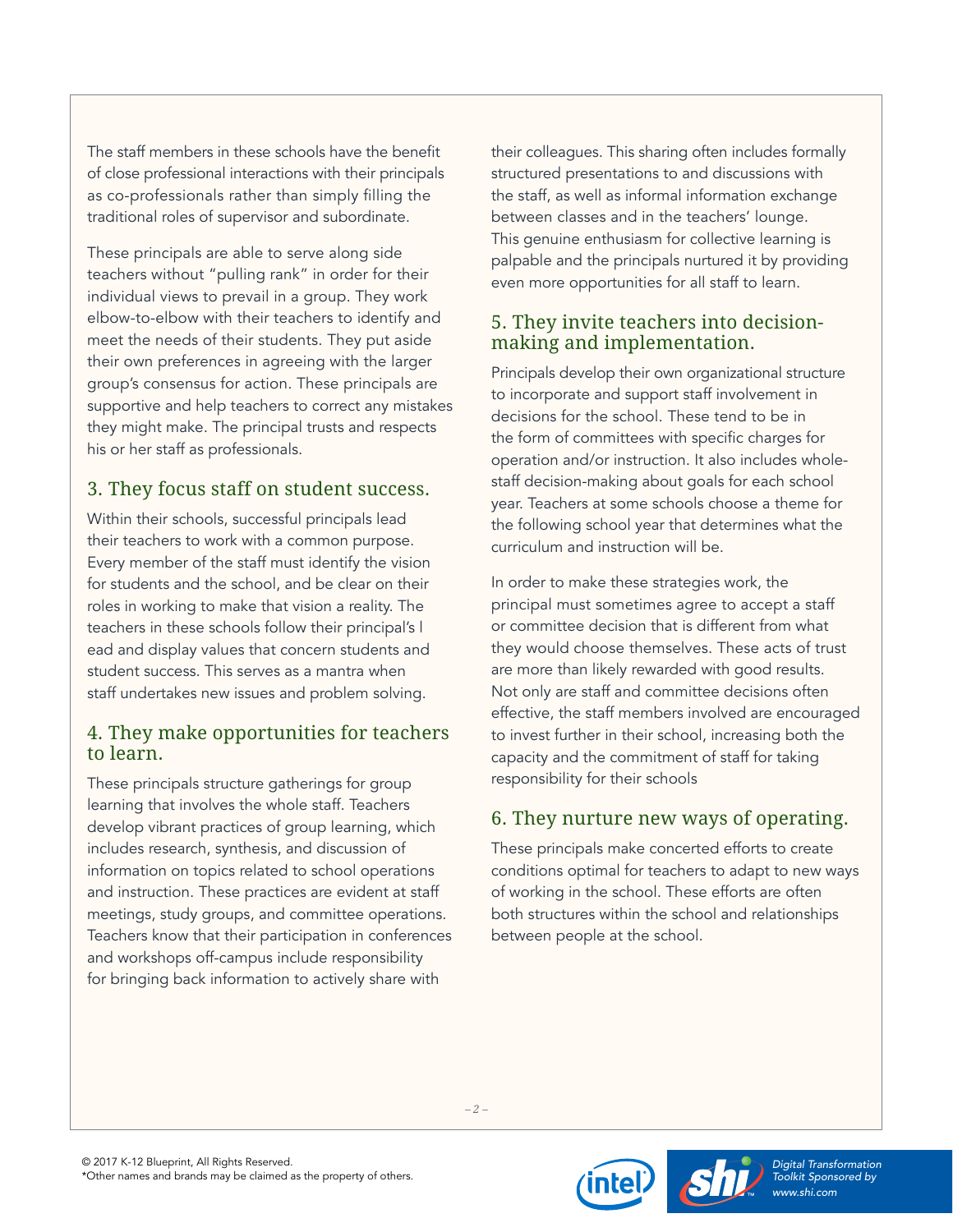The staff members in these schools have the benefit of close professional interactions with their principals as co-professionals rather than simply filling the traditional roles of supervisor and subordinate.

These principals are able to serve along side teachers without "pulling rank" in order for their individual views to prevail in a group. They work elbow-to-elbow with their teachers to identify and meet the needs of their students. They put aside their own preferences in agreeing with the larger group's consensus for action. These principals are supportive and help teachers to correct any mistakes they might make. The principal trusts and respects his or her staff as professionals.

## 3. They focus staff on student success.

Within their schools, successful principals lead their teachers to work with a common purpose. Every member of the staff must identify the vision for students and the school, and be clear on their roles in working to make that vision a reality. The teachers in these schools follow their principal's l ead and display values that concern students and student success. This serves as a mantra when staff undertakes new issues and problem solving.

## 4. They make opportunities for teachers to learn.

These principals structure gatherings for group learning that involves the whole staff. Teachers develop vibrant practices of group learning, which includes research, synthesis, and discussion of information on topics related to school operations and instruction. These practices are evident at staff meetings, study groups, and committee operations. Teachers know that their participation in conferences and workshops off-campus include responsibility for bringing back information to actively share with their colleagues. This sharing often includes formally structured presentations to and discussions with the staff, as well as informal information exchange between classes and in the teachers' lounge. This genuine enthusiasm for collective learning is palpable and the principals nurtured it by providing even more opportunities for all staff to learn.

## 5. They invite teachers into decision-making and implementation.

Principals develop their own organizational structure to incorporate and support staff involvement in decisions for the school. These tend to be in the form of committees with specific charges for operation and/or instruction. It also includes whole-staff decision-making about goals for each school year. Teachers at some schools choose a theme for the following school year that determines what the curriculum and instruction will be.

In order to make these strategies work, the principal must sometimes agree to accept a staff or committee decision that is different from what they would choose themselves. These acts of trust are more than likely rewarded with good results. Not only are staff and committee decisions often effective, the staff members involved are encouraged to invest further in their school, increasing both the capacity and the commitment of staff for taking responsibility for their schools

## 6. They nurture new ways of operating.

These principals make concerted efforts to create conditions optimal for teachers to adapt to new ways of working in the school. These efforts are often both structures within the school and relationships between people at the school.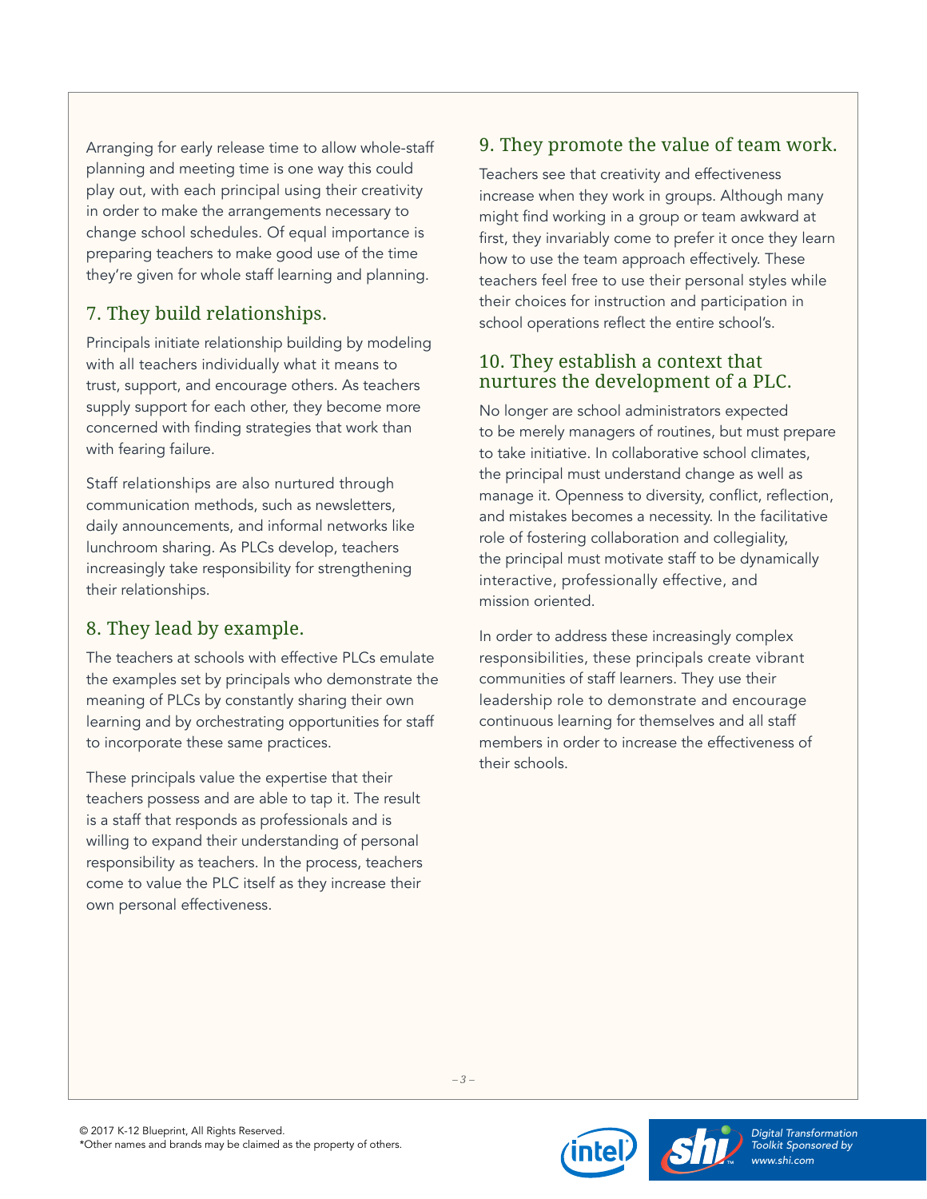Arranging for early release time to allow whole-staff planning and meeting time is one way this could play out, with each principal using their creativity in order to make the arrangements necessary to change school schedules. Of equal importance is preparing teachers to make good use of the time they're given for whole staff learning and planning.

## 7. They build relationships.

Principals initiate relationship building by modeling with all teachers individually what it means to trust, support, and encourage others. As teachers supply support for each other, they become more concerned with finding strategies that work than with fearing failure.

Staff relationships are also nurtured through communication methods, such as newsletters, daily announcements, and informal networks like lunchroom sharing. As PLCs develop, teachers increasingly take responsibility for strengthening their relationships.

## 8. They lead by example.

The teachers at schools with effective PLCs emulate the examples set by principals who demonstrate the meaning of PLCs by constantly sharing their own learning and by orchestrating opportunities for staff to incorporate these same practices.

These principals value the expertise that their teachers possess and are able to tap it. The result is a staff that responds as professionals and is willing to expand their understanding of personal responsibility as teachers. In the process, teachers come to value the PLC itself as they increase their own personal effectiveness.

## 9. They promote the value of team work.

Teachers see that creativity and effectiveness increase when they work in groups. Although many might find working in a group or team awkward at first, they invariably come to prefer it once they learn how to use the team approach effectively. These teachers feel free to use their personal styles while their choices for instruction and participation in school operations reflect the entire school's.

## 10. They establish a context that nurtures the development of a PLC.

No longer are school administrators expected to be merely managers of routines, but must prepare to take initiative. In collaborative school climates, the principal must understand change as well as manage it. Openness to diversity, conflict, reflection, and mistakes becomes a necessity. In the facilitative role of fostering collaboration and collegiality, the principal must motivate staff to be dynamically interactive, professionally effective, and mission oriented.

In order to address these increasingly complex responsibilities, these principals create vibrant communities of staff learners. They use their leadership role to demonstrate and encourage continuous learning for themselves and all staff members in order to increase the effectiveness of their schools.

© 2017 K-12 Blueprint, All Rights Reserved.
*Other names and brands may be claimed as the property of others.

*Digital Transformation Toolkit Sponsored by www.shi.com*